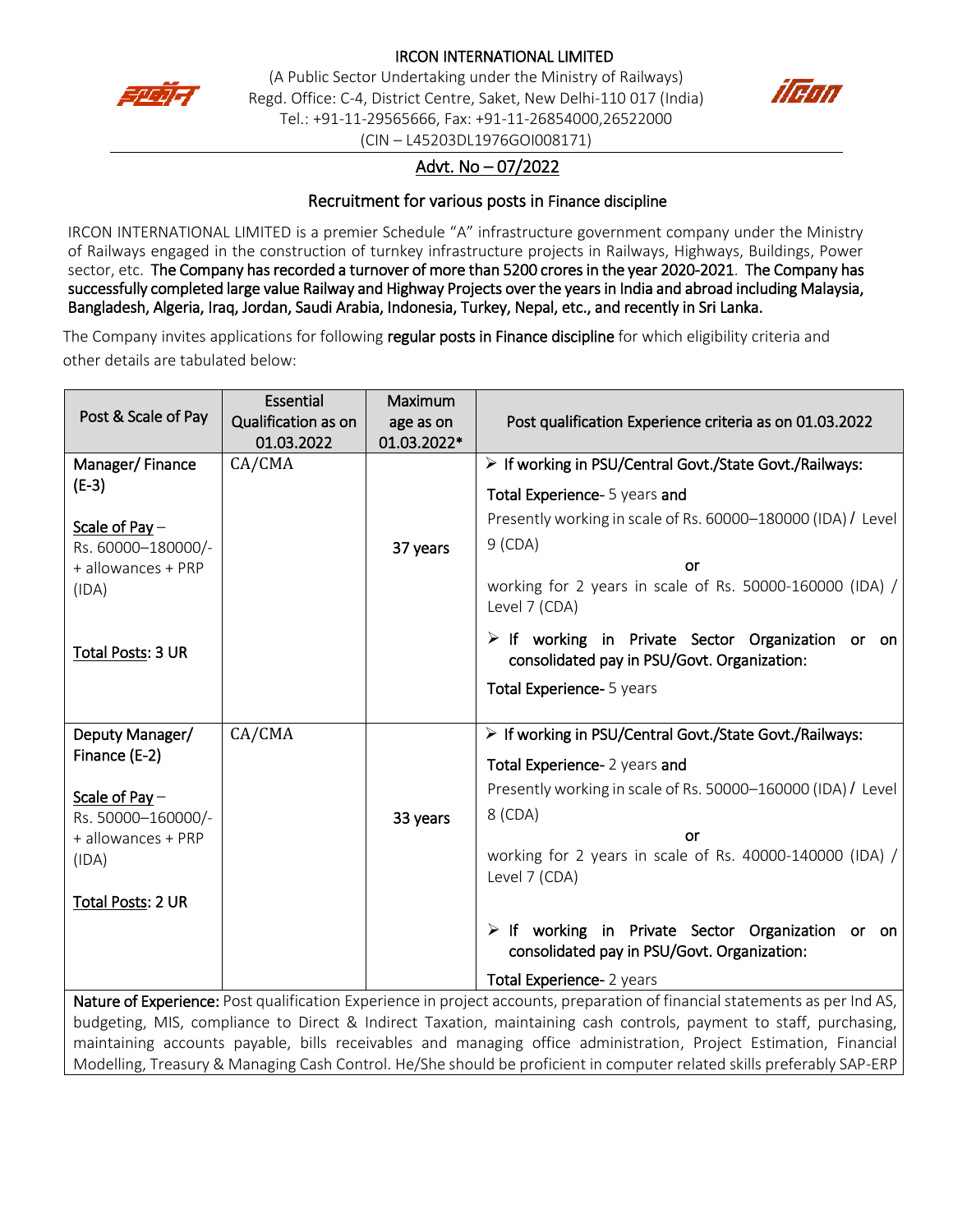# IRCON INTERNATIONAL LIMITED

(A Public Sector Undertaking under the Ministry of Railways)
Regd. Office: C-4, District Centre, Saket, New Delhi-110 017 (India)
Tel.: +91-11-29565666, Fax: +91-11-26854000,26522000
(CIN – L45203DL1976GOI008171)

## Advt. No – 07/2022

### Recruitment for various posts in Finance discipline

IRCON INTERNATIONAL LIMITED is a premier Schedule "A" infrastructure government company under the Ministry of Railways engaged in the construction of turnkey infrastructure projects in Railways, Highways, Buildings, Power sector, etc. **The Company has recorded a turnover of more than 5200 crores in the year 2020-2021. The Company has successfully completed large value Railway and Highway Projects over the years in India and abroad including Malaysia, Bangladesh, Algeria, Iraq, Jordan, Saudi Arabia, Indonesia, Turkey, Nepal, etc., and recently in Sri Lanka.**

The Company invites applications for following **regular posts in Finance discipline** for which eligibility criteria and other details are tabulated below:

| Post & Scale of Pay | Essential Qualification as on 01.03.2022 | Maximum age as on 01.03.2022* | Post qualification Experience criteria as on 01.03.2022 |
|---|---|---|---|
| **Manager/ Finance (E-3)**<br><br>Scale of Pay – Rs. 60000–180000/- + allowances + PRP (IDA)<br><br>**Total Posts: 3 UR** | CA/CMA | 37 years | ➢ **If working in PSU/Central Govt./State Govt./Railways:**<br>**Total Experience-** 5 years **and**<br>Presently working in scale of Rs. 60000–180000 (IDA) / Level 9 (CDA)<br>or<br>working for 2 years in scale of Rs. 50000-160000 (IDA) / Level 7 (CDA)<br><br>➢ **If working in Private Sector Organization or on consolidated pay in PSU/Govt. Organization:**<br>**Total Experience-** 5 years |
| **Deputy Manager/ Finance (E-2)**<br><br>Scale of Pay – Rs. 50000–160000/- + allowances + PRP (IDA)<br><br>**Total Posts: 2 UR** | CA/CMA | 33 years | ➢ **If working in PSU/Central Govt./State Govt./Railways:**<br>**Total Experience-** 2 years **and**<br>Presently working in scale of Rs. 50000–160000 (IDA) / Level 8 (CDA)<br>or<br>working for 2 years in scale of Rs. 40000-140000 (IDA) / Level 7 (CDA)<br><br>➢ **If working in Private Sector Organization or on consolidated pay in PSU/Govt. Organization:**<br>**Total Experience-** 2 years |

**Nature of Experience:** Post qualification Experience in project accounts, preparation of financial statements as per Ind AS, budgeting, MIS, compliance to Direct & Indirect Taxation, maintaining cash controls, payment to staff, purchasing, maintaining accounts payable, bills receivables and managing office administration, Project Estimation, Financial Modelling, Treasury & Managing Cash Control. He/She should be proficient in computer related skills preferably SAP-ERP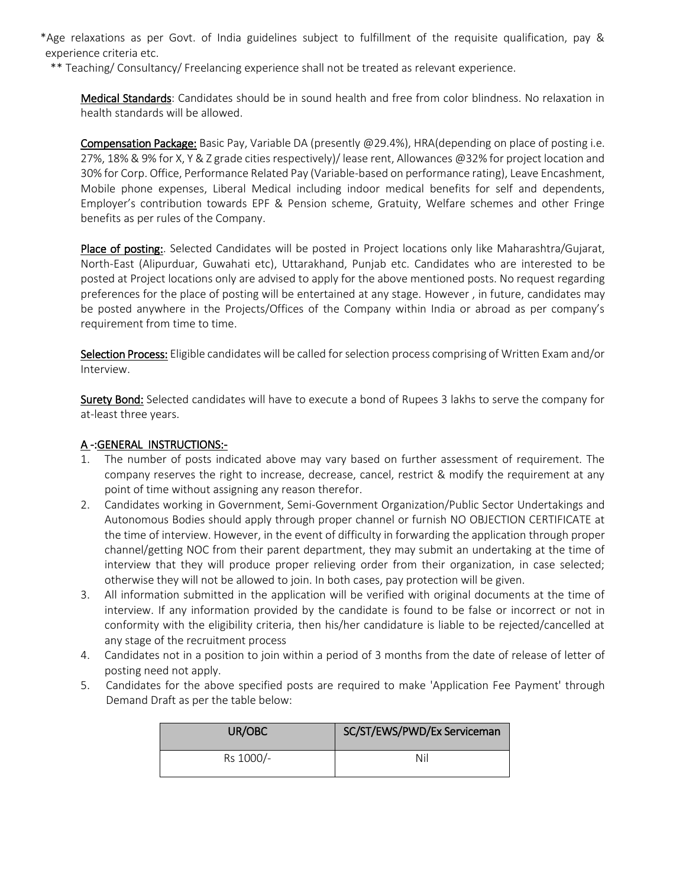*Age relaxations as per Govt. of India guidelines subject to fulfillment of the requisite qualification, pay & experience criteria etc.

** Teaching/ Consultancy/ Freelancing experience shall not be treated as relevant experience.

**Medical Standards**: Candidates should be in sound health and free from color blindness. No relaxation in health standards will be allowed.

**Compensation Package:** Basic Pay, Variable DA (presently @29.4%), HRA(depending on place of posting i.e. 27%, 18% & 9% for X, Y & Z grade cities respectively)/ lease rent, Allowances @32% for project location and 30% for Corp. Office, Performance Related Pay (Variable-based on performance rating), Leave Encashment, Mobile phone expenses, Liberal Medical including indoor medical benefits for self and dependents, Employer's contribution towards EPF & Pension scheme, Gratuity, Welfare schemes and other Fringe benefits as per rules of the Company.

**Place of posting:**. Selected Candidates will be posted in Project locations only like Maharashtra/Gujarat, North-East (Alipurduar, Guwahati etc), Uttarakhand, Punjab etc. Candidates who are interested to be posted at Project locations only are advised to apply for the above mentioned posts. No request regarding preferences for the place of posting will be entertained at any stage. However , in future, candidates may be posted anywhere in the Projects/Offices of the Company within India or abroad as per company's requirement from time to time.

**Selection Process:** Eligible candidates will be called for selection process comprising of Written Exam and/or Interview.

**Surety Bond:** Selected candidates will have to execute a bond of Rupees 3 lakhs to serve the company for at-least three years.

## A -:GENERAL INSTRUCTIONS:-

1. The number of posts indicated above may vary based on further assessment of requirement. The company reserves the right to increase, decrease, cancel, restrict & modify the requirement at any point of time without assigning any reason therefor.
2. Candidates working in Government, Semi-Government Organization/Public Sector Undertakings and Autonomous Bodies should apply through proper channel or furnish NO OBJECTION CERTIFICATE at the time of interview. However, in the event of difficulty in forwarding the application through proper channel/getting NOC from their parent department, they may submit an undertaking at the time of interview that they will produce proper relieving order from their organization, in case selected; otherwise they will not be allowed to join. In both cases, pay protection will be given.
3. All information submitted in the application will be verified with original documents at the time of interview. If any information provided by the candidate is found to be false or incorrect or not in conformity with the eligibility criteria, then his/her candidature is liable to be rejected/cancelled at any stage of the recruitment process
4. Candidates not in a position to join within a period of 3 months from the date of release of letter of posting need not apply.
5. Candidates for the above specified posts are required to make 'Application Fee Payment' through Demand Draft as per the table below:

| UR/OBC | SC/ST/EWS/PWD/Ex Serviceman |
|---|---|
| Rs 1000/- | Nil |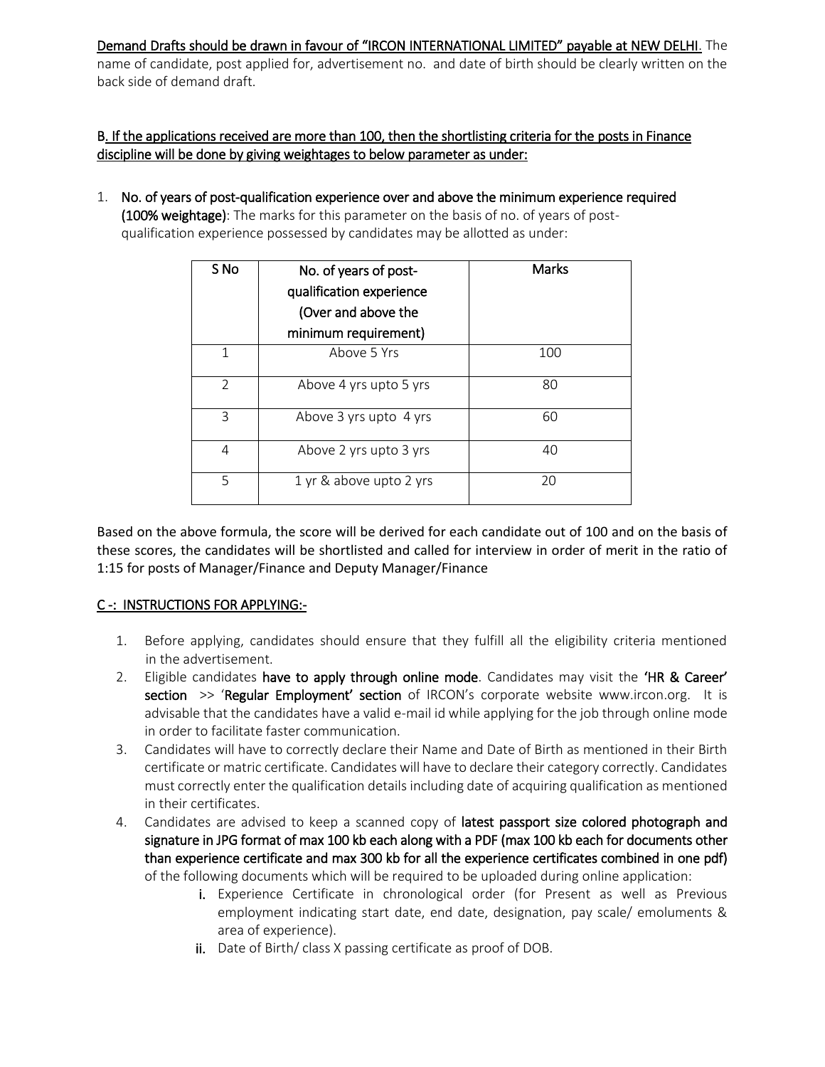**Demand Drafts should be drawn in favour of "IRCON INTERNATIONAL LIMITED" payable at NEW DELHI.** The name of candidate, post applied for, advertisement no. and date of birth should be clearly written on the back side of demand draft.

**B. If the applications received are more than 100, then the shortlisting criteria for the posts in Finance discipline will be done by giving weightages to below parameter as under:**

1. **No. of years of post-qualification experience over and above the minimum experience required (100% weightage)**: The marks for this parameter on the basis of no. of years of post-qualification experience possessed by candidates may be allotted as under:

| S No | No. of years of post-qualification experience (Over and above the minimum requirement) | Marks |
|---|---|---|
| 1 | Above 5 Yrs | 100 |
| 2 | Above 4 yrs upto 5 yrs | 80 |
| 3 | Above 3 yrs upto 4 yrs | 60 |
| 4 | Above 2 yrs upto 3 yrs | 40 |
| 5 | 1 yr & above upto 2 yrs | 20 |

Based on the above formula, the score will be derived for each candidate out of 100 and on the basis of these scores, the candidates will be shortlisted and called for interview in order of merit in the ratio of 1:15 for posts of Manager/Finance and Deputy Manager/Finance

**C -: INSTRUCTIONS FOR APPLYING:-**

1. Before applying, candidates should ensure that they fulfill all the eligibility criteria mentioned in the advertisement.
2. Eligible candidates **have to apply through online mode**. Candidates may visit the **'HR & Career' section** >> '**Regular Employment' section** of IRCON's corporate website www.ircon.org. It is advisable that the candidates have a valid e-mail id while applying for the job through online mode in order to facilitate faster communication.
3. Candidates will have to correctly declare their Name and Date of Birth as mentioned in their Birth certificate or matric certificate. Candidates will have to declare their category correctly. Candidates must correctly enter the qualification details including date of acquiring qualification as mentioned in their certificates.
4. Candidates are advised to keep a scanned copy of **latest passport size colored photograph and signature in JPG format of max 100 kb each along with a PDF (max 100 kb each for documents other than experience certificate and max 300 kb for all the experience certificates combined in one pdf)** of the following documents which will be required to be uploaded during online application:
   i. Experience Certificate in chronological order (for Present as well as Previous employment indicating start date, end date, designation, pay scale/ emoluments & area of experience).
   ii. Date of Birth/ class X passing certificate as proof of DOB.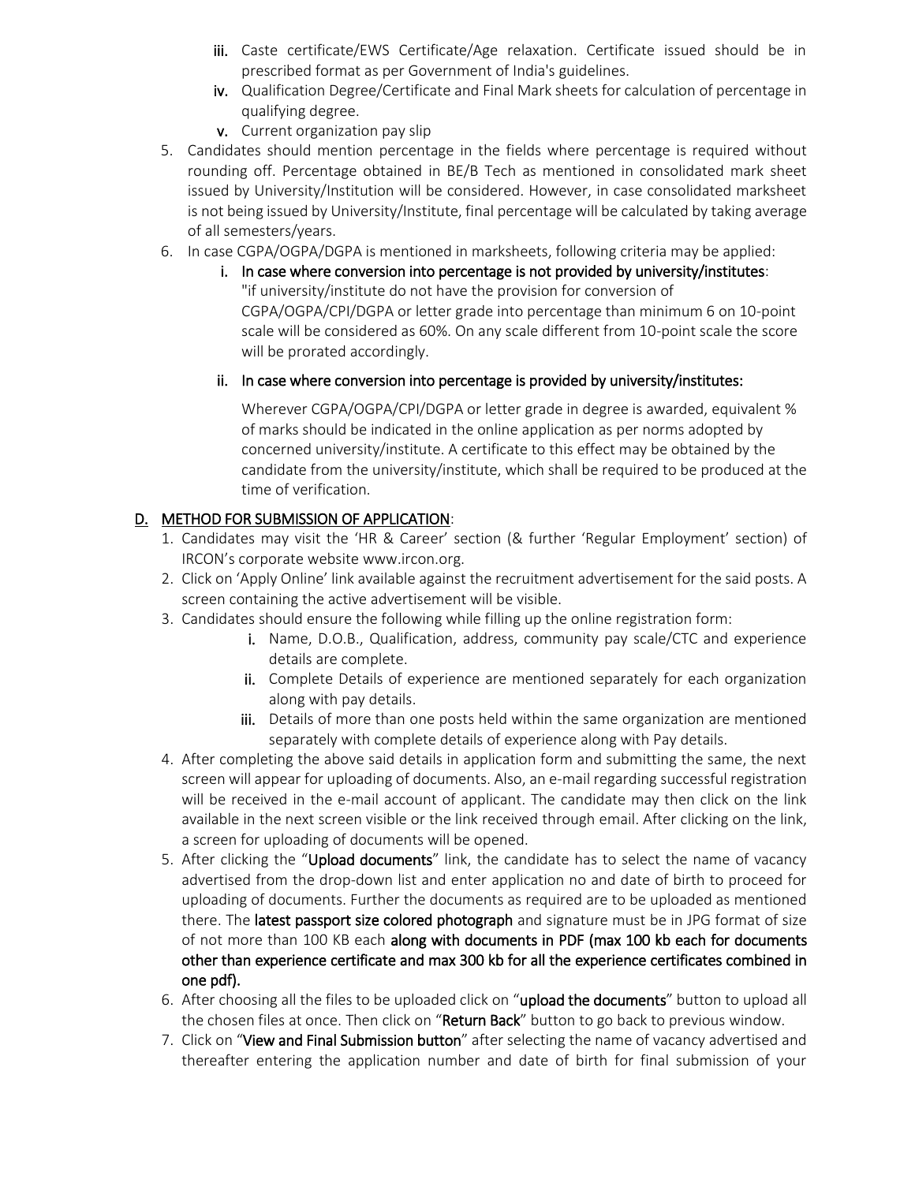iii. Caste certificate/EWS Certificate/Age relaxation. Certificate issued should be in prescribed format as per Government of India's guidelines.
   iv. Qualification Degree/Certificate and Final Mark sheets for calculation of percentage in qualifying degree.
   v. Current organization pay slip

5. Candidates should mention percentage in the fields where percentage is required without rounding off. Percentage obtained in BE/B Tech as mentioned in consolidated mark sheet issued by University/Institution will be considered. However, in case consolidated marksheet is not being issued by University/Institute, final percentage will be calculated by taking average of all semesters/years.
6. In case CGPA/OGPA/DGPA is mentioned in marksheets, following criteria may be applied:
   i. **In case where conversion into percentage is not provided by university/institutes**:
      "if university/institute do not have the provision for conversion of CGPA/OGPA/CPI/DGPA or letter grade into percentage than minimum 6 on 10-point scale will be considered as 60%. On any scale different from 10-point scale the score will be prorated accordingly.

   ii. **In case where conversion into percentage is provided by university/institutes:**

      Wherever CGPA/OGPA/CPI/DGPA or letter grade in degree is awarded, equivalent % of marks should be indicated in the online application as per norms adopted by concerned university/institute. A certificate to this effect may be obtained by the candidate from the university/institute, which shall be required to be produced at the time of verification.

## D. METHOD FOR SUBMISSION OF APPLICATION:

1. Candidates may visit the 'HR & Career' section (& further 'Regular Employment' section) of IRCON's corporate website www.ircon.org.
2. Click on 'Apply Online' link available against the recruitment advertisement for the said posts. A screen containing the active advertisement will be visible.
3. Candidates should ensure the following while filling up the online registration form:
   i. Name, D.O.B., Qualification, address, community pay scale/CTC and experience details are complete.
   ii. Complete Details of experience are mentioned separately for each organization along with pay details.
   iii. Details of more than one posts held within the same organization are mentioned separately with complete details of experience along with Pay details.
4. After completing the above said details in application form and submitting the same, the next screen will appear for uploading of documents. Also, an e-mail regarding successful registration will be received in the e-mail account of applicant. The candidate may then click on the link available in the next screen visible or the link received through email. After clicking on the link, a screen for uploading of documents will be opened.
5. After clicking the "**Upload documents**" link, the candidate has to select the name of vacancy advertised from the drop-down list and enter application no and date of birth to proceed for uploading of documents. Further the documents as required are to be uploaded as mentioned there. The **latest passport size colored photograph** and signature must be in JPG format of size of not more than 100 KB each **along with documents in PDF (max 100 kb each for documents other than experience certificate and max 300 kb for all the experience certificates combined in one pdf).**
6. After choosing all the files to be uploaded click on "**upload the documents**" button to upload all the chosen files at once. Then click on "**Return Back**" button to go back to previous window.
7. Click on "**View and Final Submission button**" after selecting the name of vacancy advertised and thereafter entering the application number and date of birth for final submission of your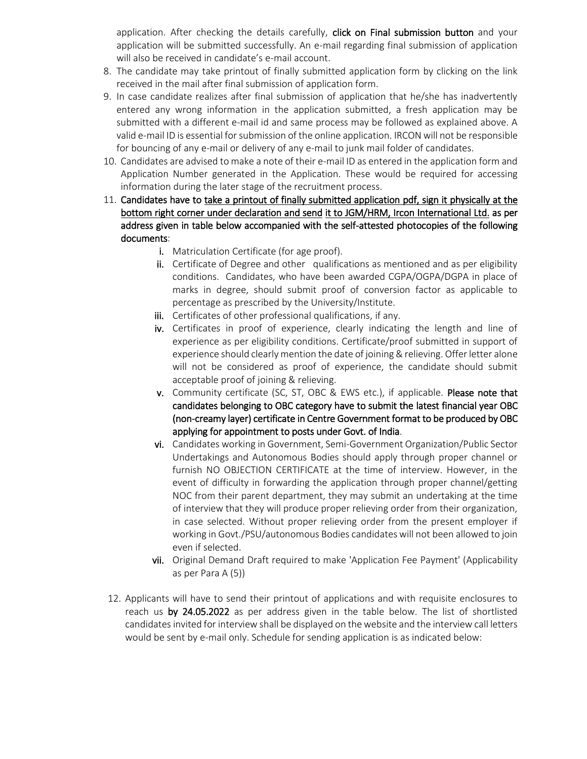application. After checking the details carefully, **click on Final submission button** and your application will be submitted successfully. An e-mail regarding final submission of application will also be received in candidate's e-mail account.

8. The candidate may take printout of finally submitted application form by clicking on the link received in the mail after final submission of application form.
9. In case candidate realizes after final submission of application that he/she has inadvertently entered any wrong information in the application submitted, a fresh application may be submitted with a different e-mail id and same process may be followed as explained above. A valid e-mail ID is essential for submission of the online application. IRCON will not be responsible for bouncing of any e-mail or delivery of any e-mail to junk mail folder of candidates.
10. Candidates are advised to make a note of their e-mail ID as entered in the application form and Application Number generated in the Application. These would be required for accessing information during the later stage of the recruitment process.
11. **Candidates have to take a printout of finally submitted application pdf, sign it physically at the bottom right corner under declaration and send it to JGM/HRM, Ircon International Ltd. as per address given in table below accompanied with the self-attested photocopies of the following documents**:
    i. Matriculation Certificate (for age proof).
    ii. Certificate of Degree and other qualifications as mentioned and as per eligibility conditions. Candidates, who have been awarded CGPA/OGPA/DGPA in place of marks in degree, should submit proof of conversion factor as applicable to percentage as prescribed by the University/Institute.
    iii. Certificates of other professional qualifications, if any.
    iv. Certificates in proof of experience, clearly indicating the length and line of experience as per eligibility conditions. Certificate/proof submitted in support of experience should clearly mention the date of joining & relieving. Offer letter alone will not be considered as proof of experience, the candidate should submit acceptable proof of joining & relieving.
    v. Community certificate (SC, ST, OBC & EWS etc.), if applicable. **Please note that candidates belonging to OBC category have to submit the latest financial year OBC (non-creamy layer) certificate in Centre Government format to be produced by OBC applying for appointment to posts under Govt. of India**.
    vi. Candidates working in Government, Semi-Government Organization/Public Sector Undertakings and Autonomous Bodies should apply through proper channel or furnish NO OBJECTION CERTIFICATE at the time of interview. However, in the event of difficulty in forwarding the application through proper channel/getting NOC from their parent department, they may submit an undertaking at the time of interview that they will produce proper relieving order from their organization, in case selected. Without proper relieving order from the present employer if working in Govt./PSU/autonomous Bodies candidates will not been allowed to join even if selected.
    vii. Original Demand Draft required to make 'Application Fee Payment' (Applicability as per Para A (5))
12. Applicants will have to send their printout of applications and with requisite enclosures to reach us **by 24.05.2022** as per address given in the table below. The list of shortlisted candidates invited for interview shall be displayed on the website and the interview call letters would be sent by e-mail only. Schedule for sending application is as indicated below: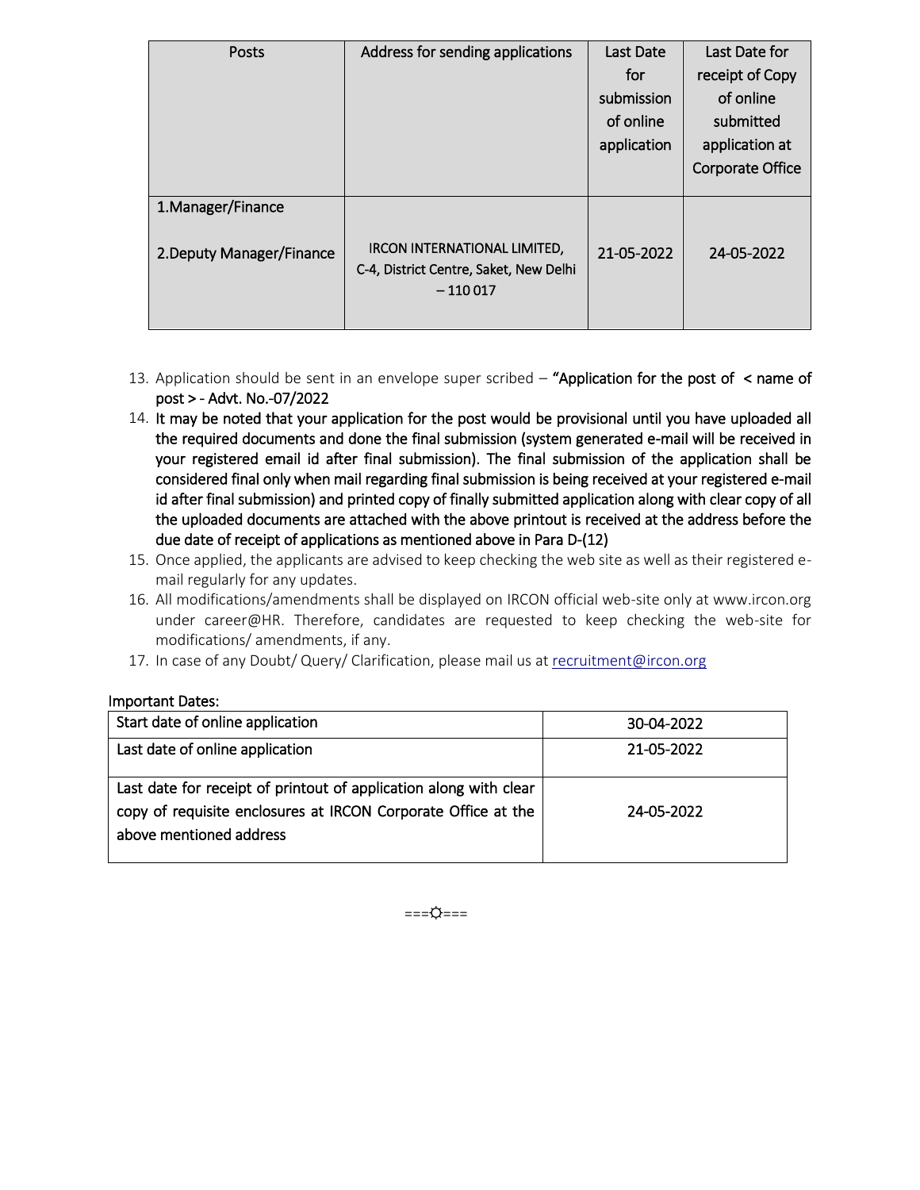| Posts | Address for sending applications | Last Date for submission of online application | Last Date for receipt of Copy of online submitted application at Corporate Office |
|---|---|---|---|
| 1.Manager/Finance<br><br>2.Deputy Manager/Finance | IRCON INTERNATIONAL LIMITED, C-4, District Centre, Saket, New Delhi – 110 017 | 21-05-2022 | 24-05-2022 |

13. Application should be sent in an envelope super scribed – **"Application for the post of < name of post > - Advt. No.-07/2022**
14. **It may be noted that your application for the post would be provisional until you have uploaded all the required documents and done the final submission (system generated e-mail will be received in your registered email id after final submission). The final submission of the application shall be considered final only when mail regarding final submission is being received at your registered e-mail id after final submission) and printed copy of finally submitted application along with clear copy of all the uploaded documents are attached with the above printout is received at the address before the due date of receipt of applications as mentioned above in Para D-(12)**
15. Once applied, the applicants are advised to keep checking the web site as well as their registered e-mail regularly for any updates.
16. All modifications/amendments shall be displayed on IRCON official web-site only at www.ircon.org under career@HR. Therefore, candidates are requested to keep checking the web-site for modifications/ amendments, if any.
17. In case of any Doubt/ Query/ Clarification, please mail us at recruitment@ircon.org

Important Dates:

| | |
|---|---|
| Start date of online application | 30-04-2022 |
| Last date of online application | 21-05-2022 |
| Last date for receipt of printout of application along with clear copy of requisite enclosures at IRCON Corporate Office at the above mentioned address | 24-05-2022 |

===☼===